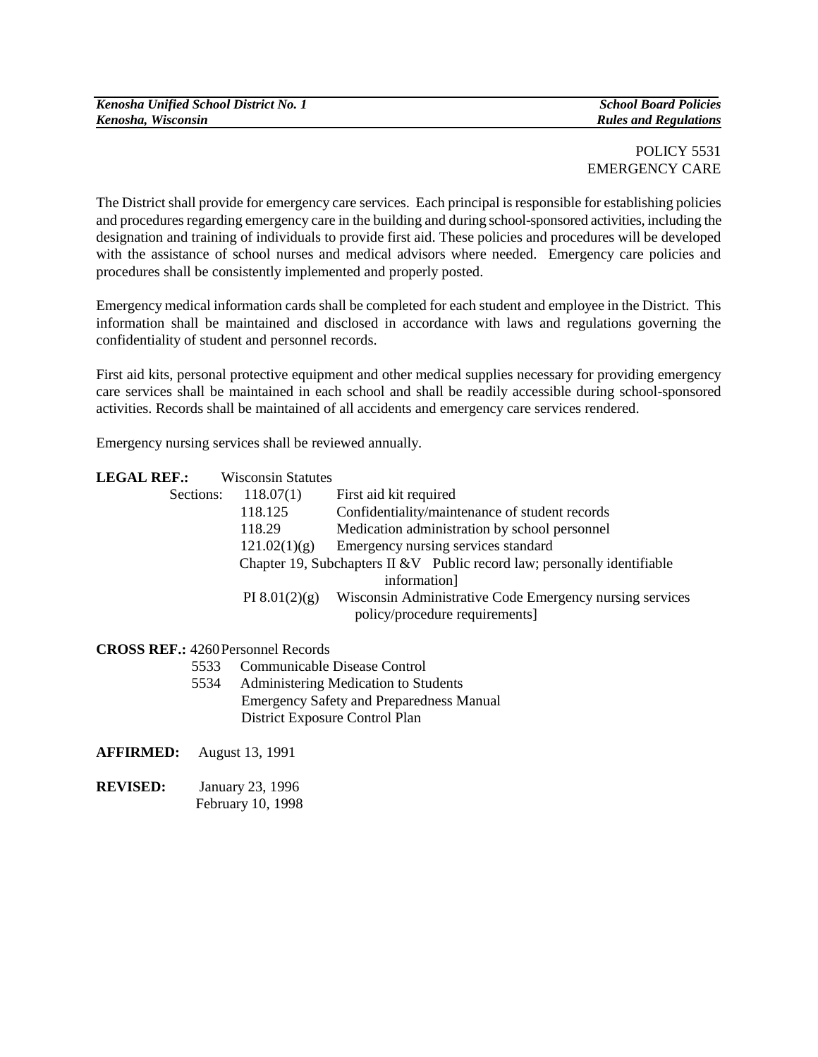POLICY 5531
EMERGENCY CARE

The District shall provide for emergency care services. Each principal is responsible for establishing policies and procedures regarding emergency care in the building and during school-sponsored activities, including the designation and training of individuals to provide first aid. These policies and procedures will be developed with the assistance of school nurses and medical advisors where needed. Emergency care policies and procedures shall be consistently implemented and properly posted.

Emergency medical information cards shall be completed for each student and employee in the District. This information shall be maintained and disclosed in accordance with laws and regulations governing the confidentiality of student and personnel records.

First aid kits, personal protective equipment and other medical supplies necessary for providing emergency care services shall be maintained in each school and shall be readily accessible during school-sponsored activities. Records shall be maintained of all accidents and emergency care services rendered.

Emergency nursing services shall be reviewed annually.

**LEGAL REF.:** Wisconsin Statutes

Sections:
- 118.07(1) First aid kit required
- 118.125 Confidentiality/maintenance of student records
- 118.29 Medication administration by school personnel
- 121.02(1)(g) Emergency nursing services standard
- Chapter 19, Subchapters II &V Public record law; personally identifiable information]
- PI 8.01(2)(g) Wisconsin Administrative Code Emergency nursing services policy/procedure requirements]

**CROSS REF.:**
- 4260 Personnel Records
- 5533 Communicable Disease Control
- 5534 Administering Medication to Students
- Emergency Safety and Preparedness Manual
- District Exposure Control Plan

**AFFIRMED:** August 13, 1991

**REVISED:** January 23, 1996
February 10, 1998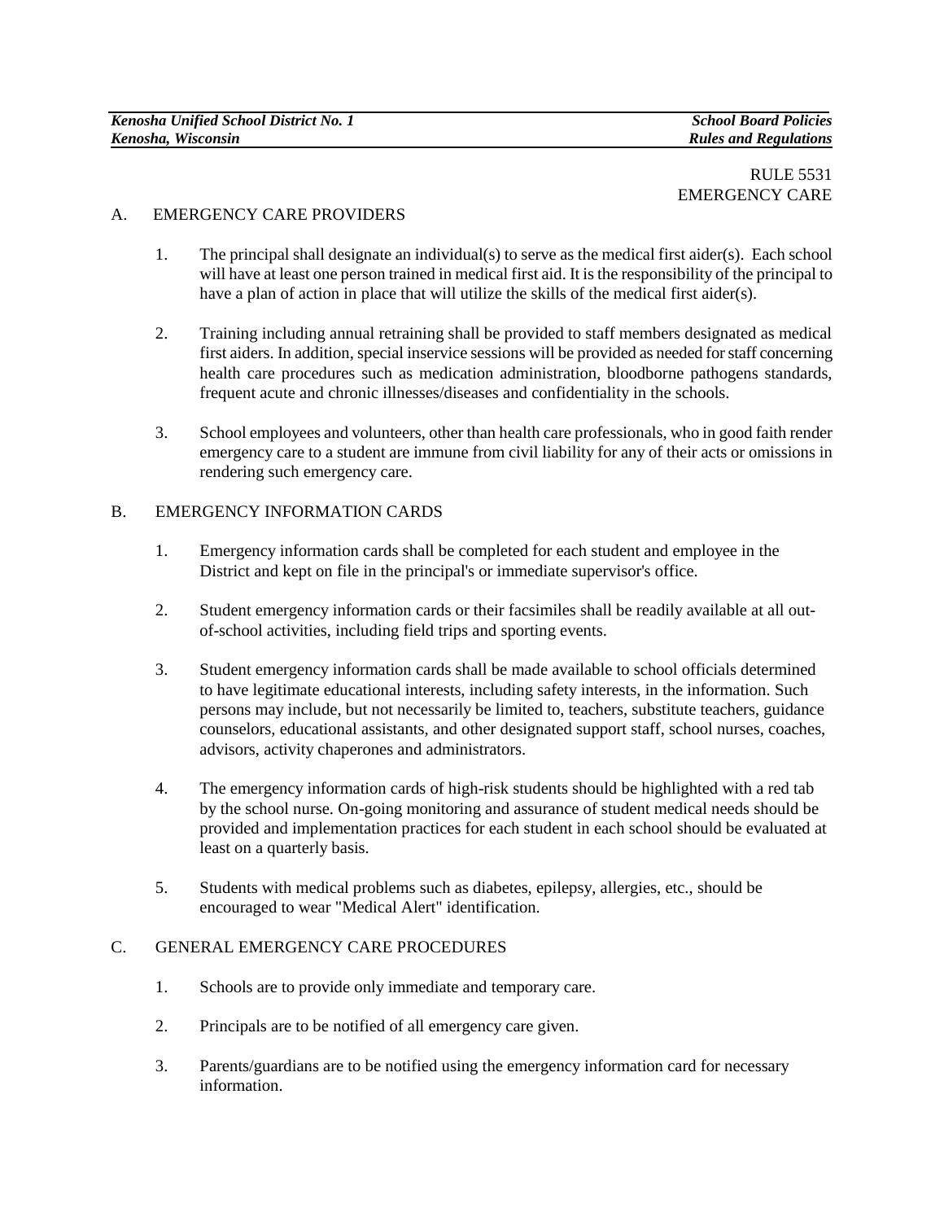RULE 5531
EMERGENCY CARE

A. EMERGENCY CARE PROVIDERS

1. The principal shall designate an individual(s) to serve as the medical first aider(s). Each school will have at least one person trained in medical first aid. It is the responsibility of the principal to have a plan of action in place that will utilize the skills of the medical first aider(s).

2. Training including annual retraining shall be provided to staff members designated as medical first aiders. In addition, special inservice sessions will be provided as needed for staff concerning health care procedures such as medication administration, bloodborne pathogens standards, frequent acute and chronic illnesses/diseases and confidentiality in the schools.

3. School employees and volunteers, other than health care professionals, who in good faith render emergency care to a student are immune from civil liability for any of their acts or omissions in rendering such emergency care.

B. EMERGENCY INFORMATION CARDS

1. Emergency information cards shall be completed for each student and employee in the District and kept on file in the principal's or immediate supervisor's office.

2. Student emergency information cards or their facsimiles shall be readily available at all out-of-school activities, including field trips and sporting events.

3. Student emergency information cards shall be made available to school officials determined to have legitimate educational interests, including safety interests, in the information. Such persons may include, but not necessarily be limited to, teachers, substitute teachers, guidance counselors, educational assistants, and other designated support staff, school nurses, coaches, advisors, activity chaperones and administrators.

4. The emergency information cards of high-risk students should be highlighted with a red tab by the school nurse. On-going monitoring and assurance of student medical needs should be provided and implementation practices for each student in each school should be evaluated at least on a quarterly basis.

5. Students with medical problems such as diabetes, epilepsy, allergies, etc., should be encouraged to wear "Medical Alert" identification.

C. GENERAL EMERGENCY CARE PROCEDURES

1. Schools are to provide only immediate and temporary care.

2. Principals are to be notified of all emergency care given.

3. Parents/guardians are to be notified using the emergency information card for necessary information.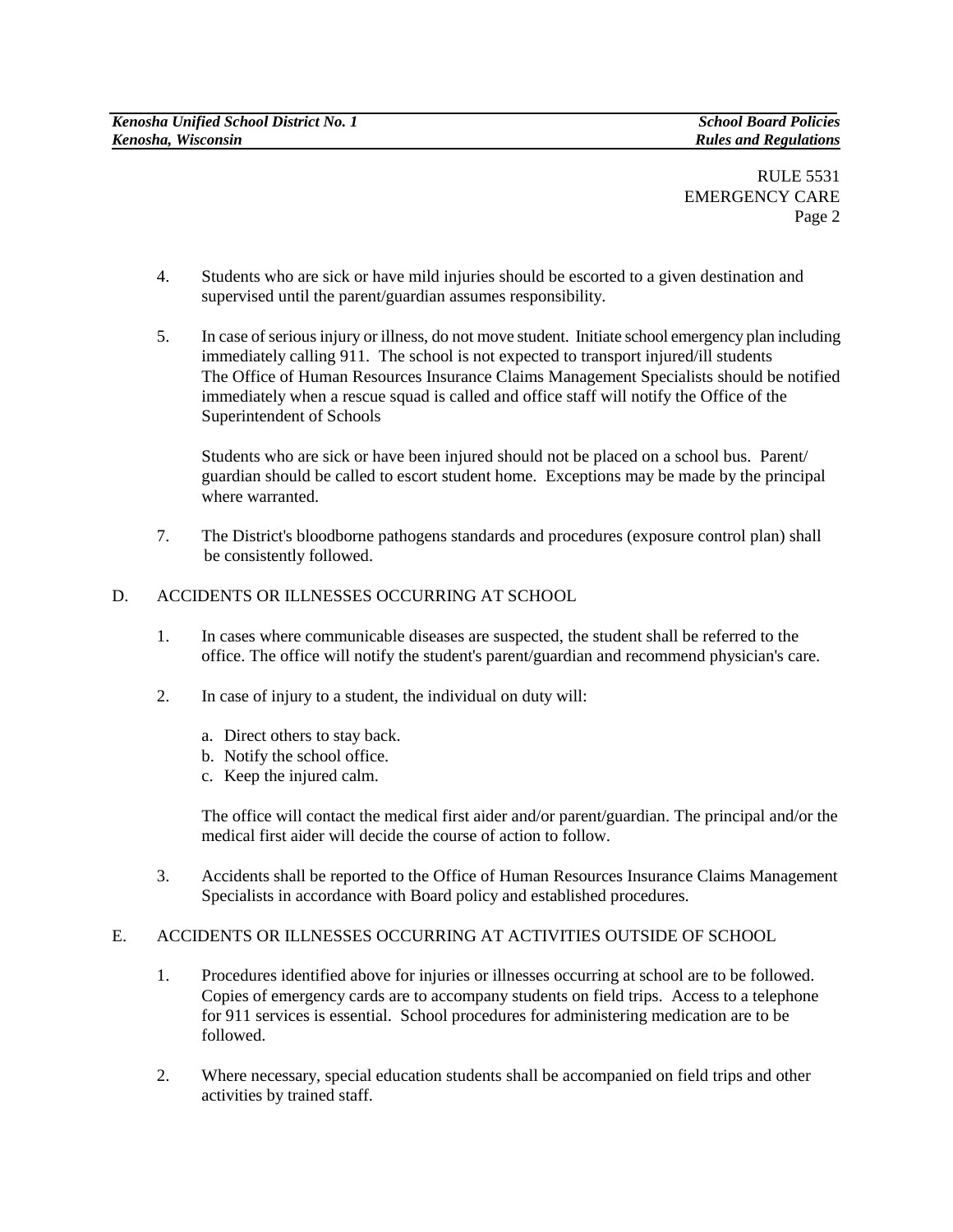RULE 5531
EMERGENCY CARE
Page 2

4. Students who are sick or have mild injuries should be escorted to a given destination and supervised until the parent/guardian assumes responsibility.

5. In case of serious injury or illness, do not move student. Initiate school emergency plan including immediately calling 911. The school is not expected to transport injured/ill students The Office of Human Resources Insurance Claims Management Specialists should be notified immediately when a rescue squad is called and office staff will notify the Office of the Superintendent of Schools

   Students who are sick or have been injured should not be placed on a school bus. Parent/ guardian should be called to escort student home. Exceptions may be made by the principal where warranted.

7. The District's bloodborne pathogens standards and procedures (exposure control plan) shall be consistently followed.

D. ACCIDENTS OR ILLNESSES OCCURRING AT SCHOOL

1. In cases where communicable diseases are suspected, the student shall be referred to the office. The office will notify the student's parent/guardian and recommend physician's care.

2. In case of injury to a student, the individual on duty will:

   a. Direct others to stay back.
   b. Notify the school office.
   c. Keep the injured calm.

   The office will contact the medical first aider and/or parent/guardian. The principal and/or the medical first aider will decide the course of action to follow.

3. Accidents shall be reported to the Office of Human Resources Insurance Claims Management Specialists in accordance with Board policy and established procedures.

E. ACCIDENTS OR ILLNESSES OCCURRING AT ACTIVITIES OUTSIDE OF SCHOOL

1. Procedures identified above for injuries or illnesses occurring at school are to be followed. Copies of emergency cards are to accompany students on field trips. Access to a telephone for 911 services is essential. School procedures for administering medication are to be followed.

2. Where necessary, special education students shall be accompanied on field trips and other activities by trained staff.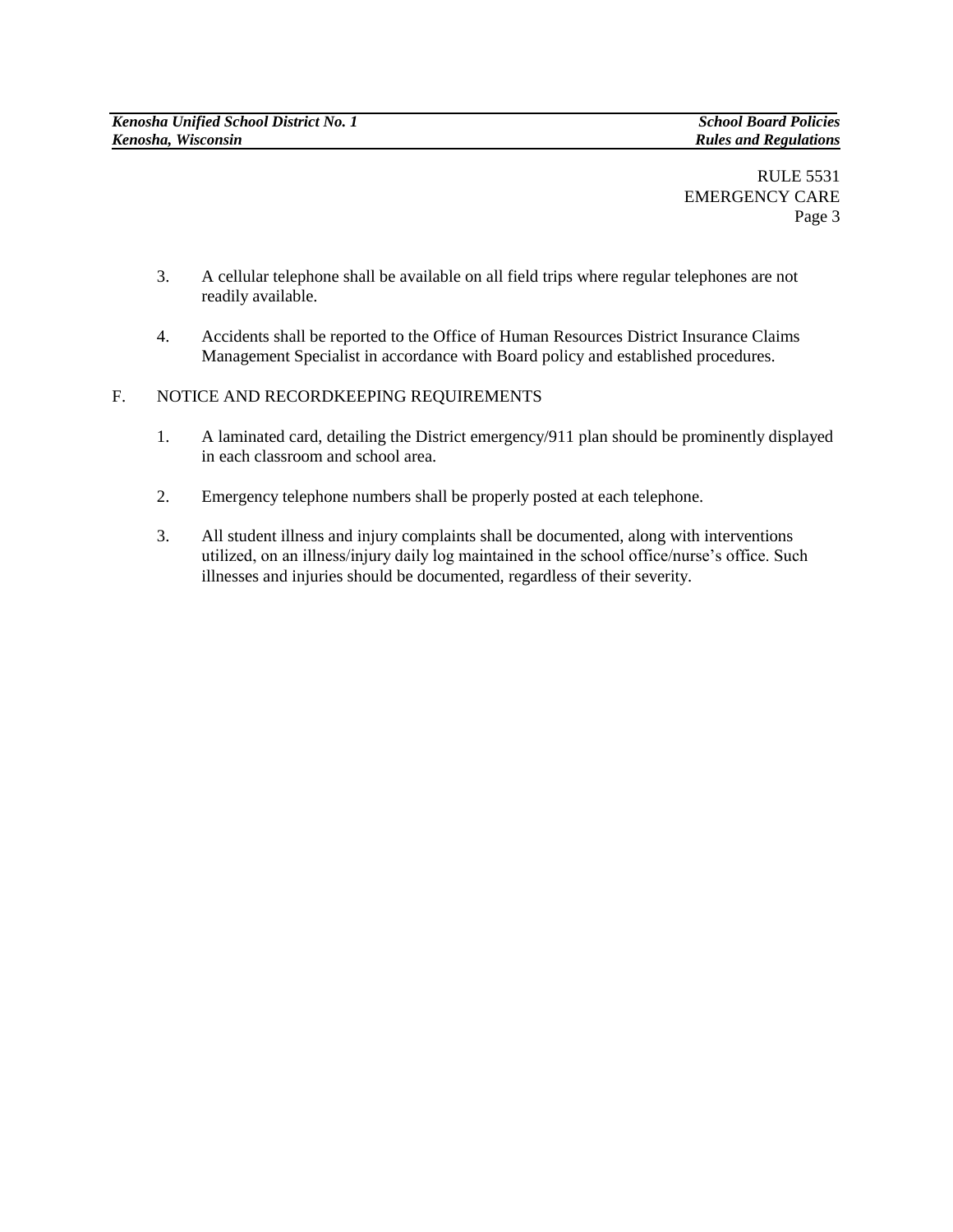3. A cellular telephone shall be available on all field trips where regular telephones are not readily available.

4. Accidents shall be reported to the Office of Human Resources District Insurance Claims Management Specialist in accordance with Board policy and established procedures.

F. NOTICE AND RECORDKEEPING REQUIREMENTS

1. A laminated card, detailing the District emergency/911 plan should be prominently displayed in each classroom and school area.

2. Emergency telephone numbers shall be properly posted at each telephone.

3. All student illness and injury complaints shall be documented, along with interventions utilized, on an illness/injury daily log maintained in the school office/nurse's office. Such illnesses and injuries should be documented, regardless of their severity.